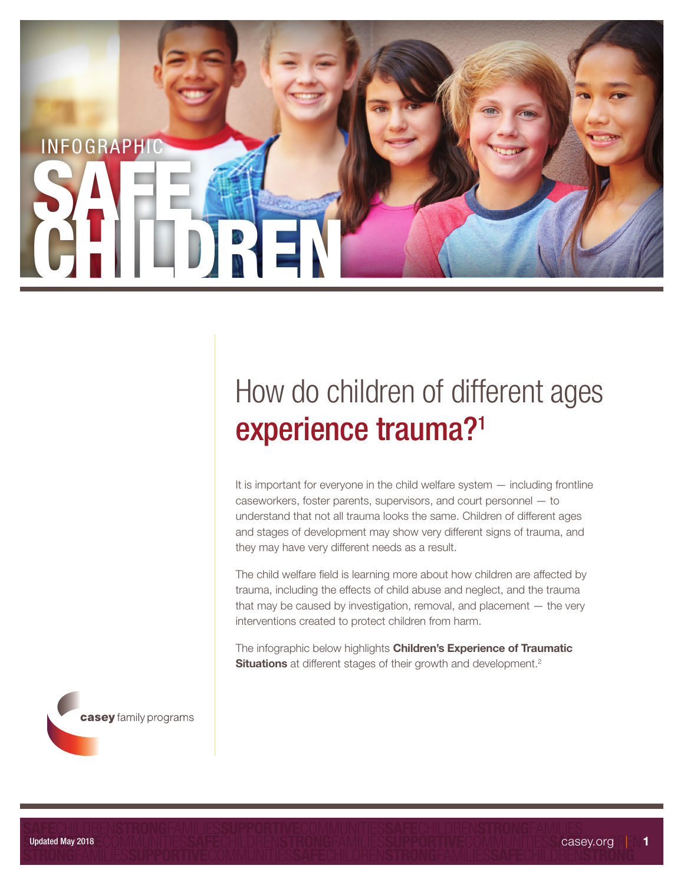INFOGRAPHIC

# SAFE CHILDREN

## How do children of different ages **experience trauma?**[1]

It is important for everyone in the child welfare system — including frontline caseworkers, foster parents, supervisors, and court personnel — to understand that not all trauma looks the same. Children of different ages and stages of development may show very different signs of trauma, and they may have very different needs as a result.

The child welfare field is learning more about how children are affected by trauma, including the effects of child abuse and neglect, and the trauma that may be caused by investigation, removal, and placement — the very interventions created to protect children from harm.

The infographic below highlights **Children's Experience of Traumatic Situations** at different stages of their growth and development.[2]

**casey** family programs

Updated May 2018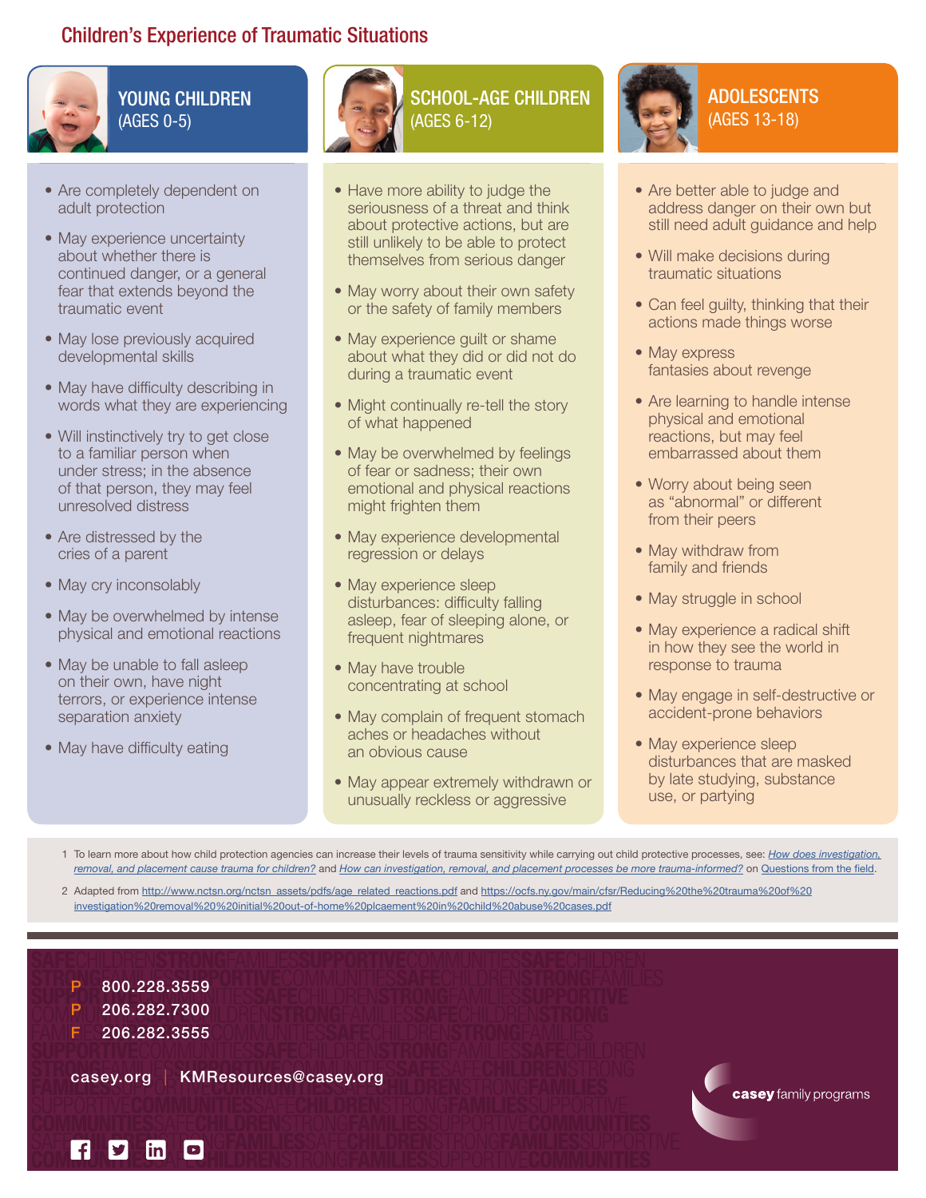# Children's Experience of Traumatic Situations

## YOUNG CHILDREN (AGES 0-5)

- Are completely dependent on adult protection
- May experience uncertainty about whether there is continued danger, or a general fear that extends beyond the traumatic event
- May lose previously acquired developmental skills
- May have difficulty describing in words what they are experiencing
- Will instinctively try to get close to a familiar person when under stress; in the absence of that person, they may feel unresolved distress
- Are distressed by the cries of a parent
- May cry inconsolably
- May be overwhelmed by intense physical and emotional reactions
- May be unable to fall asleep on their own, have night terrors, or experience intense separation anxiety
- May have difficulty eating

## SCHOOL-AGE CHILDREN (AGES 6-12)

- Have more ability to judge the seriousness of a threat and think about protective actions, but are still unlikely to be able to protect themselves from serious danger
- May worry about their own safety or the safety of family members
- May experience guilt or shame about what they did or did not do during a traumatic event
- Might continually re-tell the story of what happened
- May be overwhelmed by feelings of fear or sadness; their own emotional and physical reactions might frighten them
- May experience developmental regression or delays
- May experience sleep disturbances: difficulty falling asleep, fear of sleeping alone, or frequent nightmares
- May have trouble concentrating at school
- May complain of frequent stomach aches or headaches without an obvious cause
- May appear extremely withdrawn or unusually reckless or aggressive

## ADOLESCENTS (AGES 13-18)

- Are better able to judge and address danger on their own but still need adult guidance and help
- Will make decisions during traumatic situations
- Can feel guilty, thinking that their actions made things worse
- May express fantasies about revenge
- Are learning to handle intense physical and emotional reactions, but may feel embarrassed about them
- Worry about being seen as "abnormal" or different from their peers
- May withdraw from family and friends
- May struggle in school
- May experience a radical shift in how they see the world in response to trauma
- May engage in self-destructive or accident-prone behaviors
- May experience sleep disturbances that are masked by late studying, substance use, or partying

1 To learn more about how child protection agencies can increase their levels of trauma sensitivity while carrying out child protective processes, see: *How does investigation, removal, and placement cause trauma for children?* and *How can investigation, removal, and placement processes be more trauma-informed?* on Questions from the field.

2 Adapted from http://www.nctsn.org/nctsn_assets/pdfs/age_related_reactions.pdf and https://ocfs.ny.gov/main/cfsr/Reducing%20the%20trauma%20of%20investigation%20removal%20%20initial%20out-of-home%20plcaement%20in%20child%20abuse%20cases.pdf

P 800.228.3559
P 206.282.7300
F 206.282.3555

casey.org | KMResources@casey.org

casey family programs